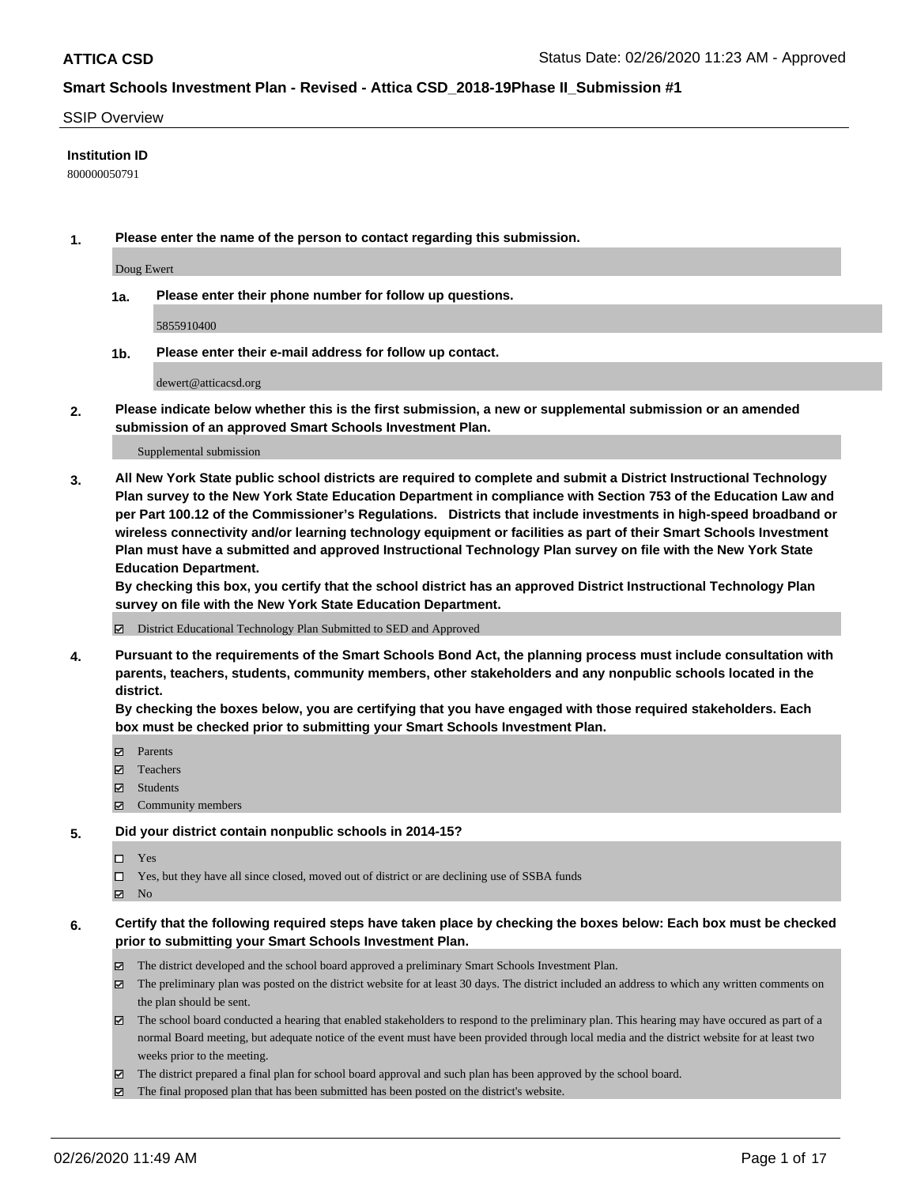**ATTICA CSD** Status Date: 02/26/2020 11:23 AM - Approved

**Smart Schools Investment Plan - Revised - Attica CSD_2018-19Phase II_Submission #1**

SSIP Overview

**Institution ID**

800000050791

**1. Please enter the name of the person to contact regarding this submission.**

Doug Ewert

**1a. Please enter their phone number for follow up questions.**

5855910400

**1b. Please enter their e-mail address for follow up contact.**

dewert@atticacsd.org

**2. Please indicate below whether this is the first submission, a new or supplemental submission or an amended submission of an approved Smart Schools Investment Plan.**

Supplemental submission

**3. All New York State public school districts are required to complete and submit a District Instructional Technology Plan survey to the New York State Education Department in compliance with Section 753 of the Education Law and per Part 100.12 of the Commissioner's Regulations. Districts that include investments in high-speed broadband or wireless connectivity and/or learning technology equipment or facilities as part of their Smart Schools Investment Plan must have a submitted and approved Instructional Technology Plan survey on file with the New York State Education Department.**
**By checking this box, you certify that the school district has an approved District Instructional Technology Plan survey on file with the New York State Education Department.**

☑ District Educational Technology Plan Submitted to SED and Approved

**4. Pursuant to the requirements of the Smart Schools Bond Act, the planning process must include consultation with parents, teachers, students, community members, other stakeholders and any nonpublic schools located in the district.**
**By checking the boxes below, you are certifying that you have engaged with those required stakeholders. Each box must be checked prior to submitting your Smart Schools Investment Plan.**

☑ Parents
☑ Teachers
☑ Students
☑ Community members

**5. Did your district contain nonpublic schools in 2014-15?**

☐ Yes
☐ Yes, but they have all since closed, moved out of district or are declining use of SSBA funds
☑ No

**6. Certify that the following required steps have taken place by checking the boxes below: Each box must be checked prior to submitting your Smart Schools Investment Plan.**

☑ The district developed and the school board approved a preliminary Smart Schools Investment Plan.
☑ The preliminary plan was posted on the district website for at least 30 days. The district included an address to which any written comments on the plan should be sent.
☑ The school board conducted a hearing that enabled stakeholders to respond to the preliminary plan. This hearing may have occured as part of a normal Board meeting, but adequate notice of the event must have been provided through local media and the district website for at least two weeks prior to the meeting.
☑ The district prepared a final plan for school board approval and such plan has been approved by the school board.
☑ The final proposed plan that has been submitted has been posted on the district's website.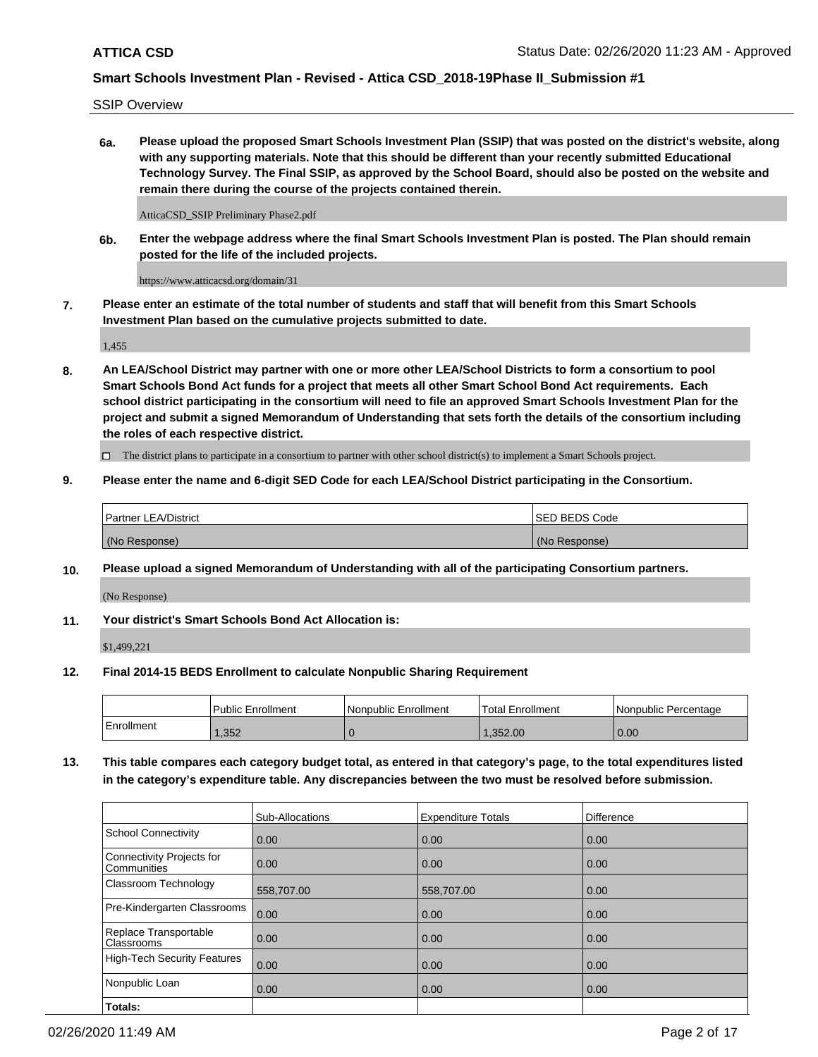SSIP Overview

**6a. Please upload the proposed Smart Schools Investment Plan (SSIP) that was posted on the district's website, along with any supporting materials. Note that this should be different than your recently submitted Educational Technology Survey. The Final SSIP, as approved by the School Board, should also be posted on the website and remain there during the course of the projects contained therein.**

AtticaCSD_SSIP Preliminary Phase2.pdf

**6b. Enter the webpage address where the final Smart Schools Investment Plan is posted. The Plan should remain posted for the life of the included projects.**

https://www.atticacsd.org/domain/31

**7. Please enter an estimate of the total number of students and staff that will benefit from this Smart Schools Investment Plan based on the cumulative projects submitted to date.**

1,455

**8. An LEA/School District may partner with one or more other LEA/School Districts to form a consortium to pool Smart Schools Bond Act funds for a project that meets all other Smart School Bond Act requirements. Each school district participating in the consortium will need to file an approved Smart Schools Investment Plan for the project and submit a signed Memorandum of Understanding that sets forth the details of the consortium including the roles of each respective district.**

☐ The district plans to participate in a consortium to partner with other school district(s) to implement a Smart Schools project.

**9. Please enter the name and 6-digit SED Code for each LEA/School District participating in the Consortium.**

| Partner LEA/District | SED BEDS Code |
|---|---|
| (No Response) | (No Response) |

**10. Please upload a signed Memorandum of Understanding with all of the participating Consortium partners.**

(No Response)

**11. Your district's Smart Schools Bond Act Allocation is:**

$1,499,221

**12. Final 2014-15 BEDS Enrollment to calculate Nonpublic Sharing Requirement**

| | Public Enrollment | Nonpublic Enrollment | Total Enrollment | Nonpublic Percentage |
|---|---|---|---|---|
| Enrollment | 1,352 | 0 | 1,352.00 | 0.00 |

**13. This table compares each category budget total, as entered in that category's page, to the total expenditures listed in the category's expenditure table. Any discrepancies between the two must be resolved before submission.**

| | Sub-Allocations | Expenditure Totals | Difference |
|---|---|---|---|
| School Connectivity | 0.00 | 0.00 | 0.00 |
| Connectivity Projects for Communities | 0.00 | 0.00 | 0.00 |
| Classroom Technology | 558,707.00 | 558,707.00 | 0.00 |
| Pre-Kindergarten Classrooms | 0.00 | 0.00 | 0.00 |
| Replace Transportable Classrooms | 0.00 | 0.00 | 0.00 |
| High-Tech Security Features | 0.00 | 0.00 | 0.00 |
| Nonpublic Loan | 0.00 | 0.00 | 0.00 |
| **Totals:** | | | |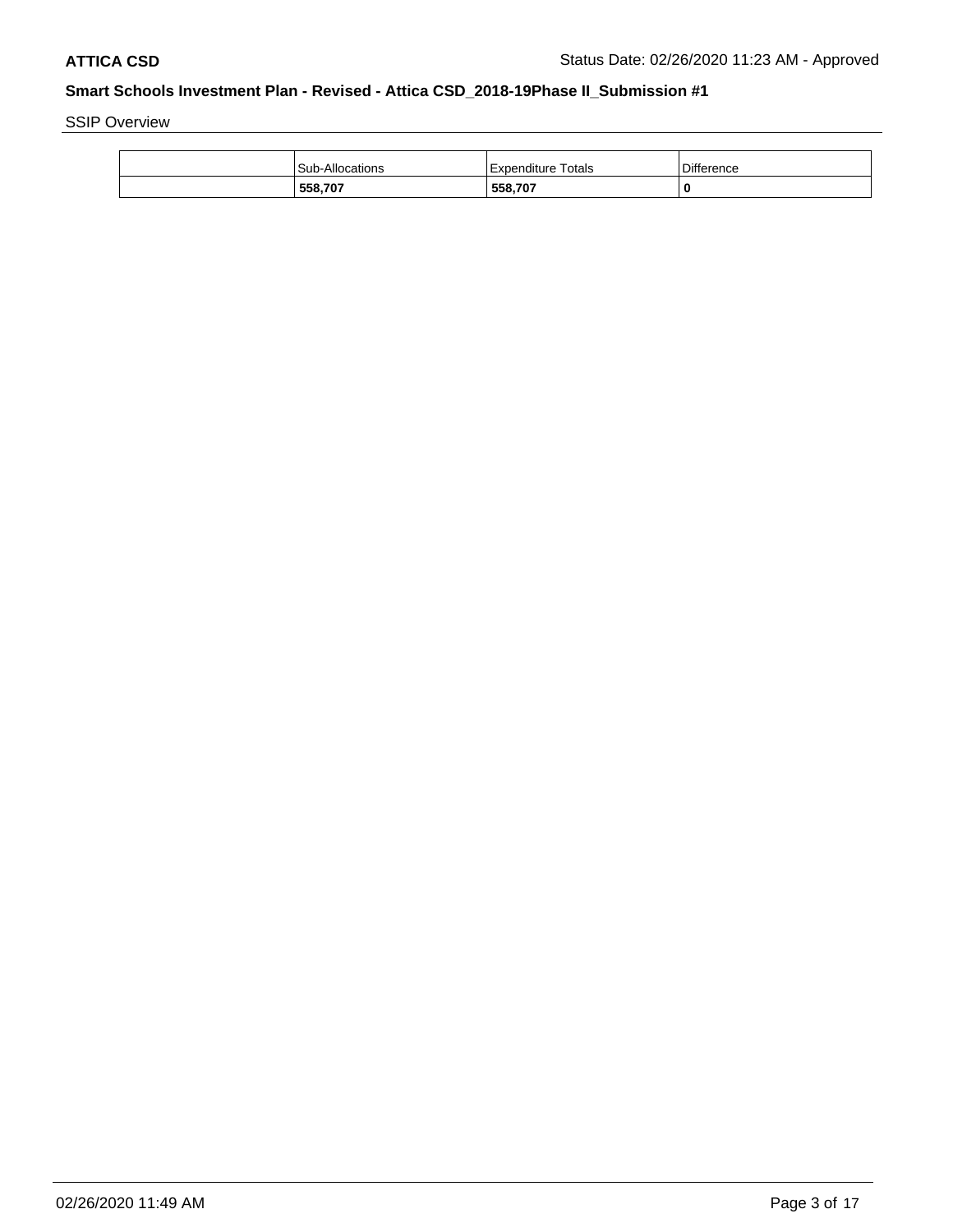SSIP Overview

| | Sub-Allocations | Expenditure Totals | Difference |
|---|---|---|---|
| | **558,707** | **558,707** | **0** |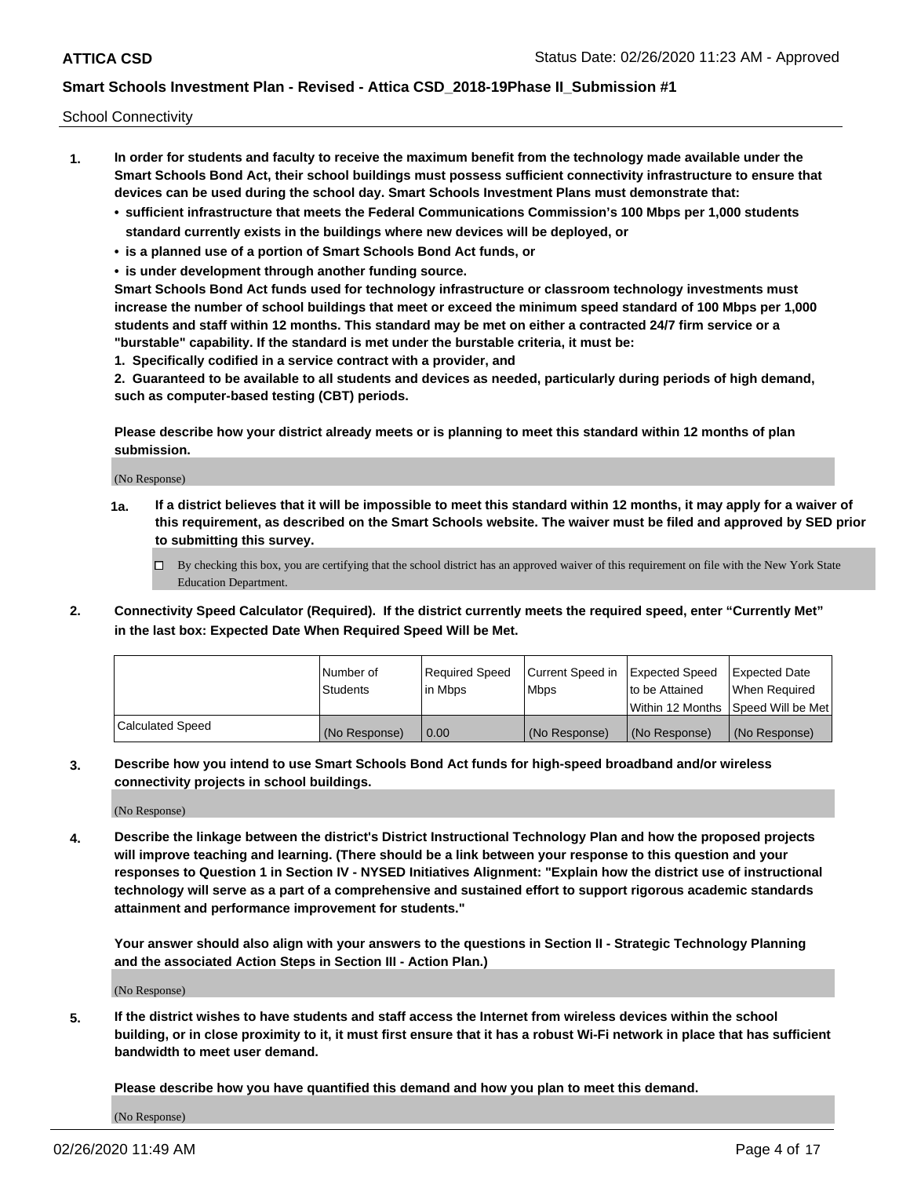School Connectivity

1. **In order for students and faculty to receive the maximum benefit from the technology made available under the Smart Schools Bond Act, their school buildings must possess sufficient connectivity infrastructure to ensure that devices can be used during the school day. Smart Schools Investment Plans must demonstrate that:**
   - **sufficient infrastructure that meets the Federal Communications Commission's 100 Mbps per 1,000 students standard currently exists in the buildings where new devices will be deployed, or**
   - **is a planned use of a portion of Smart Schools Bond Act funds, or**
   - **is under development through another funding source.**

   **Smart Schools Bond Act funds used for technology infrastructure or classroom technology investments must increase the number of school buildings that meet or exceed the minimum speed standard of 100 Mbps per 1,000 students and staff within 12 months. This standard may be met on either a contracted 24/7 firm service or a "burstable" capability. If the standard is met under the burstable criteria, it must be:**

   **1. Specifically codified in a service contract with a provider, and**

   **2. Guaranteed to be available to all students and devices as needed, particularly during periods of high demand, such as computer-based testing (CBT) periods.**

   **Please describe how your district already meets or is planning to meet this standard within 12 months of plan submission.**

   (No Response)

   **1a. If a district believes that it will be impossible to meet this standard within 12 months, it may apply for a waiver of this requirement, as described on the Smart Schools website. The waiver must be filed and approved by SED prior to submitting this survey.**

   ☐ By checking this box, you are certifying that the school district has an approved waiver of this requirement on file with the New York State Education Department.

2. **Connectivity Speed Calculator (Required). If the district currently meets the required speed, enter "Currently Met" in the last box: Expected Date When Required Speed Will be Met.**

| | Number of Students | Required Speed in Mbps | Current Speed in Mbps | Expected Speed to be Attained Within 12 Months | Expected Date When Required Speed Will be Met |
|---|---|---|---|---|---|
| Calculated Speed | (No Response) | 0.00 | (No Response) | (No Response) | (No Response) |

3. **Describe how you intend to use Smart Schools Bond Act funds for high-speed broadband and/or wireless connectivity projects in school buildings.**

   (No Response)

4. **Describe the linkage between the district's District Instructional Technology Plan and how the proposed projects will improve teaching and learning. (There should be a link between your response to this question and your responses to Question 1 in Section IV - NYSED Initiatives Alignment: "Explain how the district use of instructional technology will serve as a part of a comprehensive and sustained effort to support rigorous academic standards attainment and performance improvement for students."**

   **Your answer should also align with your answers to the questions in Section II - Strategic Technology Planning and the associated Action Steps in Section III - Action Plan.)**

   (No Response)

5. **If the district wishes to have students and staff access the Internet from wireless devices within the school building, or in close proximity to it, it must first ensure that it has a robust Wi-Fi network in place that has sufficient bandwidth to meet user demand.**

   **Please describe how you have quantified this demand and how you plan to meet this demand.**

   (No Response)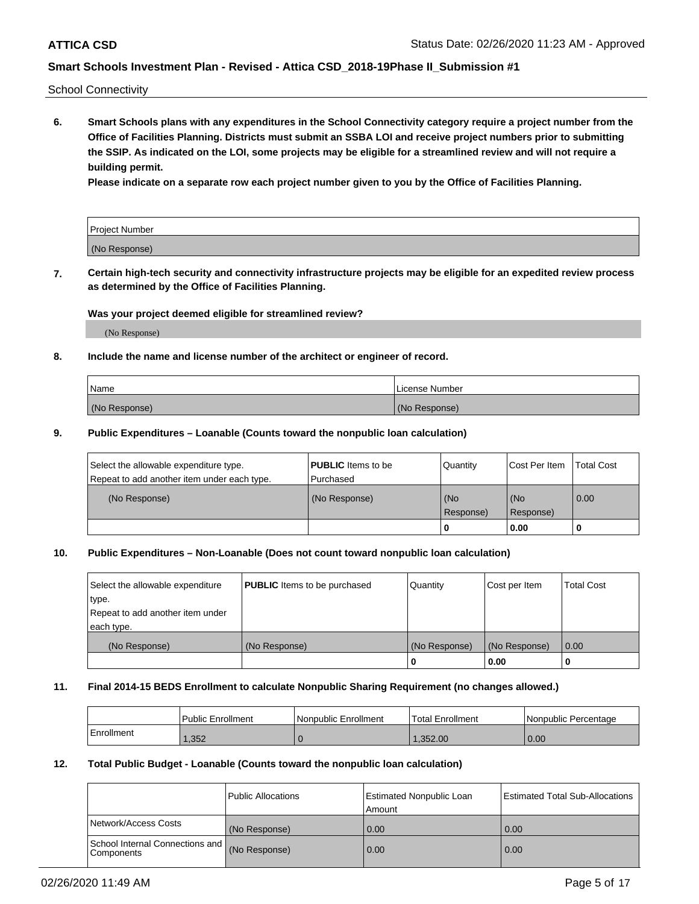School Connectivity

**6. Smart Schools plans with any expenditures in the School Connectivity category require a project number from the Office of Facilities Planning. Districts must submit an SSBA LOI and receive project numbers prior to submitting the SSIP. As indicated on the LOI, some projects may be eligible for a streamlined review and will not require a building permit.**

**Please indicate on a separate row each project number given to you by the Office of Facilities Planning.**

| Project Number |
| --- |
| (No Response) |

**7. Certain high-tech security and connectivity infrastructure projects may be eligible for an expedited review process as determined by the Office of Facilities Planning.**

**Was your project deemed eligible for streamlined review?**

(No Response)

**8. Include the name and license number of the architect or engineer of record.**

| Name | License Number |
| --- | --- |
| (No Response) | (No Response) |

**9. Public Expenditures – Loanable (Counts toward the nonpublic loan calculation)**

| Select the allowable expenditure type. Repeat to add another item under each type. | **PUBLIC** Items to be Purchased | Quantity | Cost Per Item | Total Cost |
| --- | --- | --- | --- | --- |
| (No Response) | (No Response) | (No Response) | (No Response) | 0.00 |
| | | 0 | 0.00 | 0 |

**10. Public Expenditures – Non-Loanable (Does not count toward nonpublic loan calculation)**

| Select the allowable expenditure type. Repeat to add another item under each type. | **PUBLIC** Items to be purchased | Quantity | Cost per Item | Total Cost |
| --- | --- | --- | --- | --- |
| (No Response) | (No Response) | (No Response) | (No Response) | 0.00 |
| | | 0 | 0.00 | 0 |

**11. Final 2014-15 BEDS Enrollment to calculate Nonpublic Sharing Requirement (no changes allowed.)**

| | Public Enrollment | Nonpublic Enrollment | Total Enrollment | Nonpublic Percentage |
| --- | --- | --- | --- | --- |
| Enrollment | 1,352 | 0 | 1,352.00 | 0.00 |

**12. Total Public Budget - Loanable (Counts toward the nonpublic loan calculation)**

| | Public Allocations | Estimated Nonpublic Loan Amount | Estimated Total Sub-Allocations |
| --- | --- | --- | --- |
| Network/Access Costs | (No Response) | 0.00 | 0.00 |
| School Internal Connections and Components | (No Response) | 0.00 | 0.00 |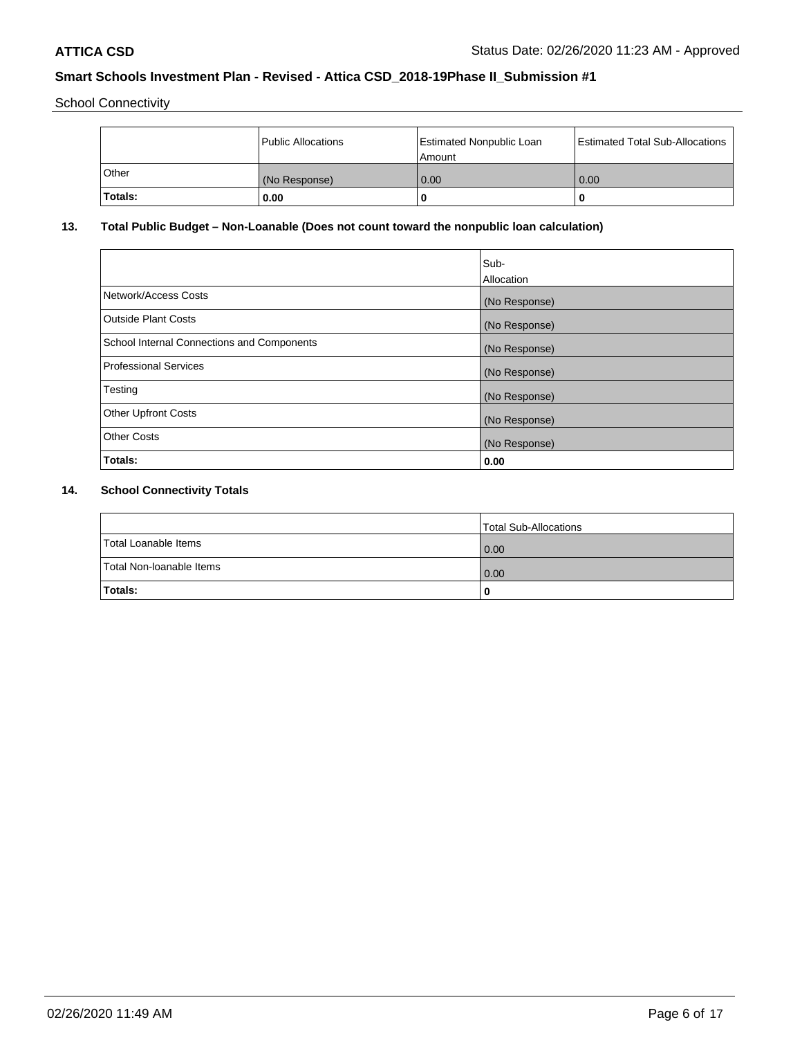School Connectivity

| | Public Allocations | Estimated Nonpublic Loan Amount | Estimated Total Sub-Allocations |
|---|---|---|---|
| Other | (No Response) | 0.00 | 0.00 |
| **Totals:** | **0.00** | **0** | **0** |

**13. Total Public Budget – Non-Loanable (Does not count toward the nonpublic loan calculation)**

| | Sub-Allocation |
|---|---|
| Network/Access Costs | (No Response) |
| Outside Plant Costs | (No Response) |
| School Internal Connections and Components | (No Response) |
| Professional Services | (No Response) |
| Testing | (No Response) |
| Other Upfront Costs | (No Response) |
| Other Costs | (No Response) |
| **Totals:** | **0.00** |

**14. School Connectivity Totals**

| | Total Sub-Allocations |
|---|---|
| Total Loanable Items | 0.00 |
| Total Non-loanable Items | 0.00 |
| **Totals:** | **0** |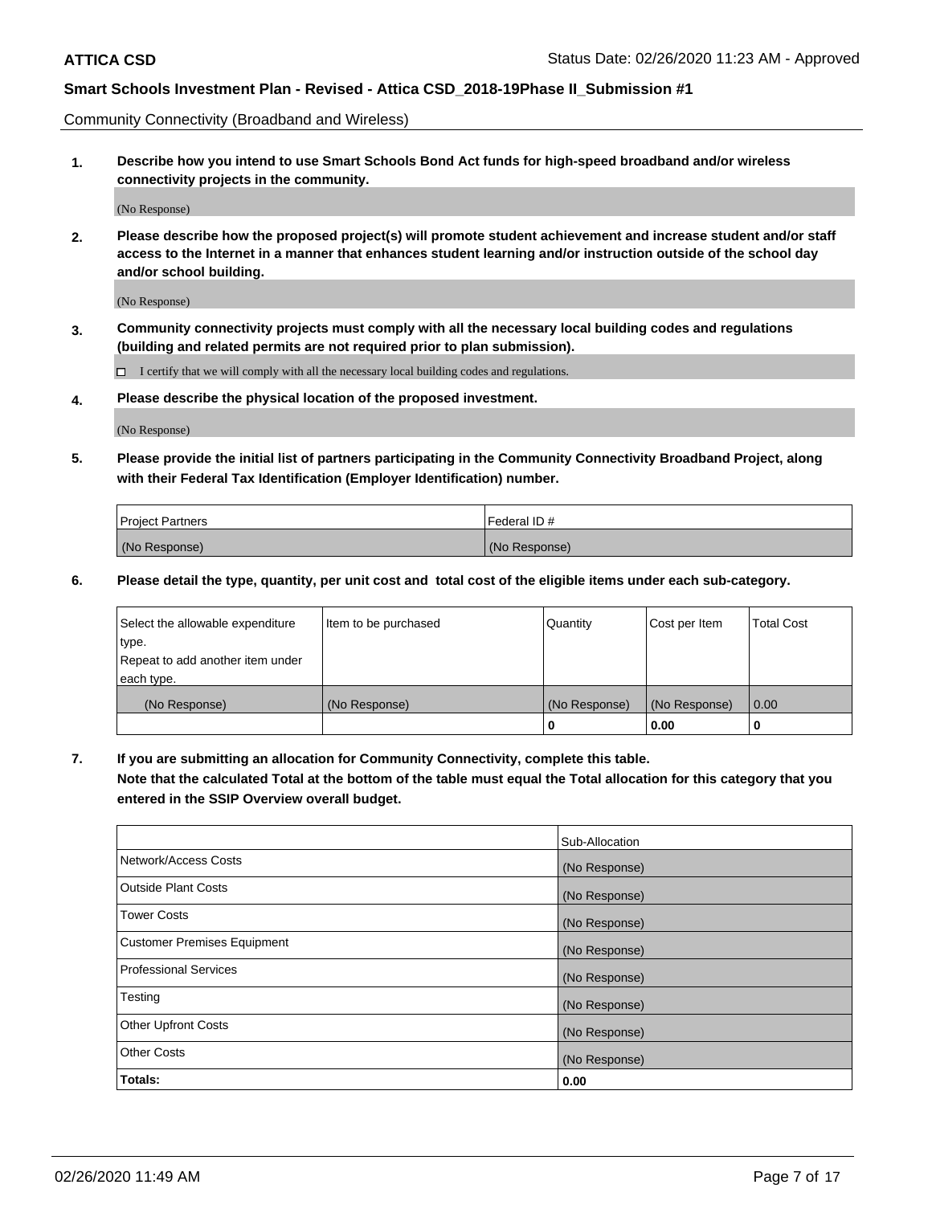Community Connectivity (Broadband and Wireless)

**1. Describe how you intend to use Smart Schools Bond Act funds for high-speed broadband and/or wireless connectivity projects in the community.**

(No Response)

**2. Please describe how the proposed project(s) will promote student achievement and increase student and/or staff access to the Internet in a manner that enhances student learning and/or instruction outside of the school day and/or school building.**

(No Response)

**3. Community connectivity projects must comply with all the necessary local building codes and regulations (building and related permits are not required prior to plan submission).**

☐ I certify that we will comply with all the necessary local building codes and regulations.

**4. Please describe the physical location of the proposed investment.**

(No Response)

**5. Please provide the initial list of partners participating in the Community Connectivity Broadband Project, along with their Federal Tax Identification (Employer Identification) number.**

| Project Partners | Federal ID # |
|---|---|
| (No Response) | (No Response) |

**6. Please detail the type, quantity, per unit cost and total cost of the eligible items under each sub-category.**

| Select the allowable expenditure type. Repeat to add another item under each type. | Item to be purchased | Quantity | Cost per Item | Total Cost |
|---|---|---|---|---|
| (No Response) | (No Response) | (No Response) | (No Response) | 0.00 |
| | | 0 | 0.00 | 0 |

**7. If you are submitting an allocation for Community Connectivity, complete this table. Note that the calculated Total at the bottom of the table must equal the Total allocation for this category that you entered in the SSIP Overview overall budget.**

| | Sub-Allocation |
|---|---|
| Network/Access Costs | (No Response) |
| Outside Plant Costs | (No Response) |
| Tower Costs | (No Response) |
| Customer Premises Equipment | (No Response) |
| Professional Services | (No Response) |
| Testing | (No Response) |
| Other Upfront Costs | (No Response) |
| Other Costs | (No Response) |
| **Totals:** | **0.00** |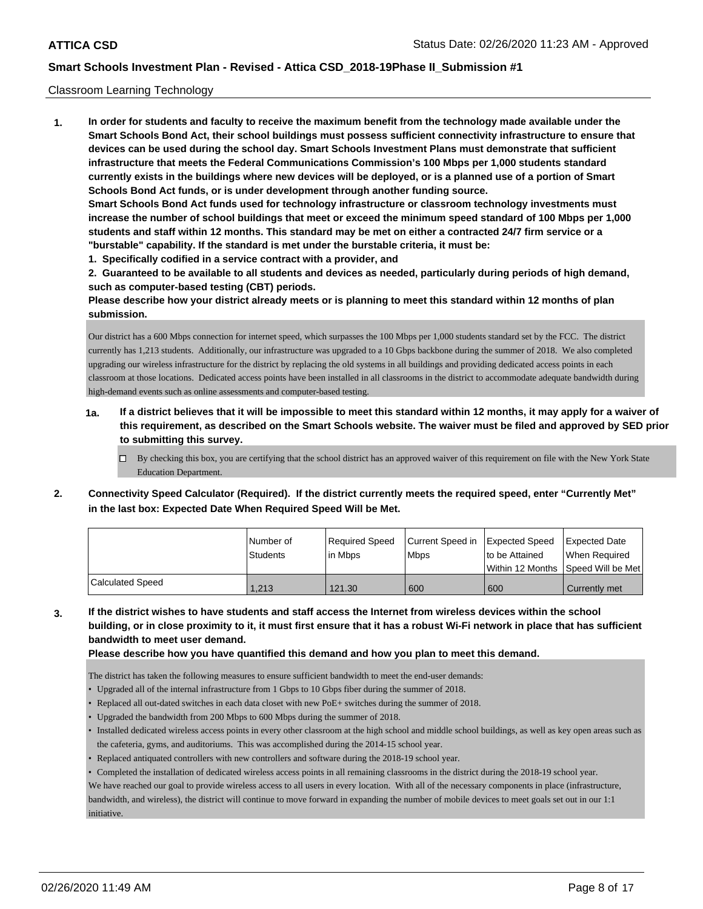Classroom Learning Technology

**1. In order for students and faculty to receive the maximum benefit from the technology made available under the Smart Schools Bond Act, their school buildings must possess sufficient connectivity infrastructure to ensure that devices can be used during the school day. Smart Schools Investment Plans must demonstrate that sufficient infrastructure that meets the Federal Communications Commission's 100 Mbps per 1,000 students standard currently exists in the buildings where new devices will be deployed, or is a planned use of a portion of Smart Schools Bond Act funds, or is under development through another funding source.**

**Smart Schools Bond Act funds used for technology infrastructure or classroom technology investments must increase the number of school buildings that meet or exceed the minimum speed standard of 100 Mbps per 1,000 students and staff within 12 months. This standard may be met on either a contracted 24/7 firm service or a "burstable" capability. If the standard is met under the burstable criteria, it must be:**

**1. Specifically codified in a service contract with a provider, and**

**2. Guaranteed to be available to all students and devices as needed, particularly during periods of high demand, such as computer-based testing (CBT) periods.**

**Please describe how your district already meets or is planning to meet this standard within 12 months of plan submission.**

Our district has a 600 Mbps connection for internet speed, which surpasses the 100 Mbps per 1,000 students standard set by the FCC. The district currently has 1,213 students. Additionally, our infrastructure was upgraded to a 10 Gbps backbone during the summer of 2018. We also completed upgrading our wireless infrastructure for the district by replacing the old systems in all buildings and providing dedicated access points in each classroom at those locations. Dedicated access points have been installed in all classrooms in the district to accommodate adequate bandwidth during high-demand events such as online assessments and computer-based testing.

**1a. If a district believes that it will be impossible to meet this standard within 12 months, it may apply for a waiver of this requirement, as described on the Smart Schools website. The waiver must be filed and approved by SED prior to submitting this survey.**

☐ By checking this box, you are certifying that the school district has an approved waiver of this requirement on file with the New York State Education Department.

**2. Connectivity Speed Calculator (Required). If the district currently meets the required speed, enter "Currently Met" in the last box: Expected Date When Required Speed Will be Met.**

| | Number of Students | Required Speed in Mbps | Current Speed in Mbps | Expected Speed to be Attained Within 12 Months | Expected Date When Required Speed Will be Met |
|---|---|---|---|---|---|
| Calculated Speed | 1,213 | 121.30 | 600 | 600 | Currently met |

**3. If the district wishes to have students and staff access the Internet from wireless devices within the school building, or in close proximity to it, it must first ensure that it has a robust Wi-Fi network in place that has sufficient bandwidth to meet user demand.**

**Please describe how you have quantified this demand and how you plan to meet this demand.**

The district has taken the following measures to ensure sufficient bandwidth to meet the end-user demands:

- Upgraded all of the internal infrastructure from 1 Gbps to 10 Gbps fiber during the summer of 2018.
- Replaced all out-dated switches in each data closet with new PoE+ switches during the summer of 2018.
- Upgraded the bandwidth from 200 Mbps to 600 Mbps during the summer of 2018.
- Installed dedicated wireless access points in every other classroom at the high school and middle school buildings, as well as key open areas such as the cafeteria, gyms, and auditoriums. This was accomplished during the 2014-15 school year.
- Replaced antiquated controllers with new controllers and software during the 2018-19 school year.
- Completed the installation of dedicated wireless access points in all remaining classrooms in the district during the 2018-19 school year.

We have reached our goal to provide wireless access to all users in every location. With all of the necessary components in place (infrastructure, bandwidth, and wireless), the district will continue to move forward in expanding the number of mobile devices to meet goals set out in our 1:1 initiative.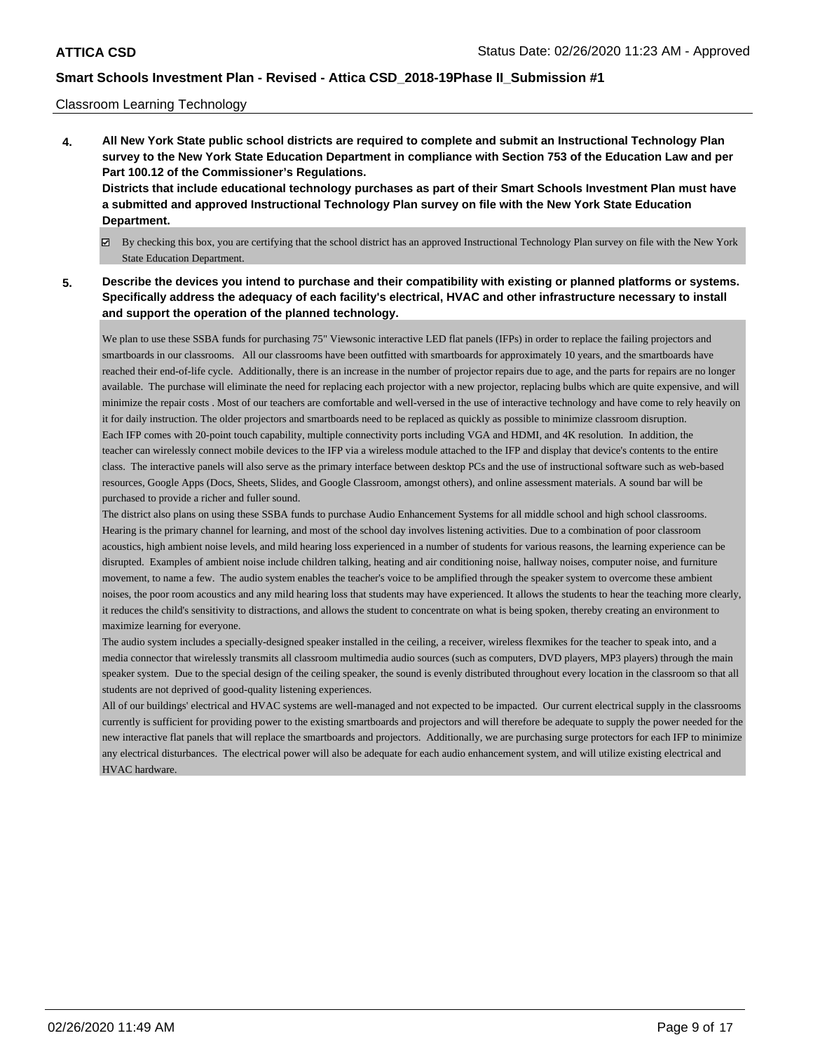Classroom Learning Technology

**4. All New York State public school districts are required to complete and submit an Instructional Technology Plan survey to the New York State Education Department in compliance with Section 753 of the Education Law and per Part 100.12 of the Commissioner's Regulations.**

**Districts that include educational technology purchases as part of their Smart Schools Investment Plan must have a submitted and approved Instructional Technology Plan survey on file with the New York State Education Department.**

☑ By checking this box, you are certifying that the school district has an approved Instructional Technology Plan survey on file with the New York State Education Department.

**5. Describe the devices you intend to purchase and their compatibility with existing or planned platforms or systems. Specifically address the adequacy of each facility's electrical, HVAC and other infrastructure necessary to install and support the operation of the planned technology.**

We plan to use these SSBA funds for purchasing 75" Viewsonic interactive LED flat panels (IFPs) in order to replace the failing projectors and smartboards in our classrooms. All our classrooms have been outfitted with smartboards for approximately 10 years, and the smartboards have reached their end-of-life cycle. Additionally, there is an increase in the number of projector repairs due to age, and the parts for repairs are no longer available. The purchase will eliminate the need for replacing each projector with a new projector, replacing bulbs which are quite expensive, and will minimize the repair costs . Most of our teachers are comfortable and well-versed in the use of interactive technology and have come to rely heavily on it for daily instruction. The older projectors and smartboards need to be replaced as quickly as possible to minimize classroom disruption.
Each IFP comes with 20-point touch capability, multiple connectivity ports including VGA and HDMI, and 4K resolution. In addition, the teacher can wirelessly connect mobile devices to the IFP via a wireless module attached to the IFP and display that device's contents to the entire class. The interactive panels will also serve as the primary interface between desktop PCs and the use of instructional software such as web-based resources, Google Apps (Docs, Sheets, Slides, and Google Classroom, amongst others), and online assessment materials. A sound bar will be purchased to provide a richer and fuller sound.
The district also plans on using these SSBA funds to purchase Audio Enhancement Systems for all middle school and high school classrooms. Hearing is the primary channel for learning, and most of the school day involves listening activities. Due to a combination of poor classroom acoustics, high ambient noise levels, and mild hearing loss experienced in a number of students for various reasons, the learning experience can be disrupted. Examples of ambient noise include children talking, heating and air conditioning noise, hallway noises, computer noise, and furniture movement, to name a few. The audio system enables the teacher's voice to be amplified through the speaker system to overcome these ambient noises, the poor room acoustics and any mild hearing loss that students may have experienced. It allows the students to hear the teaching more clearly, it reduces the child's sensitivity to distractions, and allows the student to concentrate on what is being spoken, thereby creating an environment to maximize learning for everyone.
The audio system includes a specially-designed speaker installed in the ceiling, a receiver, wireless flexmikes for the teacher to speak into, and a media connector that wirelessly transmits all classroom multimedia audio sources (such as computers, DVD players, MP3 players) through the main speaker system. Due to the special design of the ceiling speaker, the sound is evenly distributed throughout every location in the classroom so that all students are not deprived of good-quality listening experiences.
All of our buildings' electrical and HVAC systems are well-managed and not expected to be impacted. Our current electrical supply in the classrooms currently is sufficient for providing power to the existing smartboards and projectors and will therefore be adequate to supply the power needed for the new interactive flat panels that will replace the smartboards and projectors. Additionally, we are purchasing surge protectors for each IFP to minimize any electrical disturbances. The electrical power will also be adequate for each audio enhancement system, and will utilize existing electrical and HVAC hardware.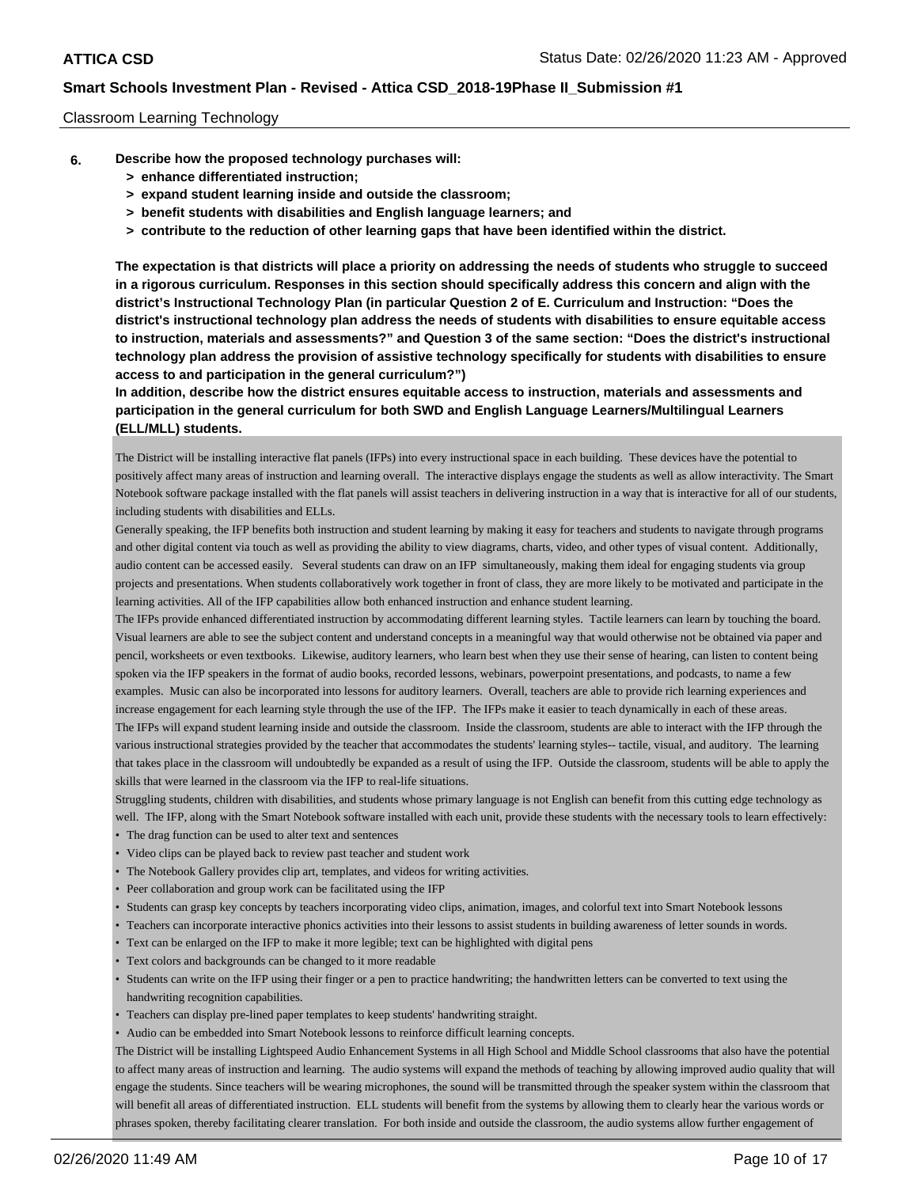Classroom Learning Technology

**6. Describe how the proposed technology purchases will:**

**> enhance differentiated instruction;**

**> expand student learning inside and outside the classroom;**

**> benefit students with disabilities and English language learners; and**

**> contribute to the reduction of other learning gaps that have been identified within the district.**

**The expectation is that districts will place a priority on addressing the needs of students who struggle to succeed in a rigorous curriculum. Responses in this section should specifically address this concern and align with the district's Instructional Technology Plan (in particular Question 2 of E. Curriculum and Instruction: "Does the district's instructional technology plan address the needs of students with disabilities to ensure equitable access to instruction, materials and assessments?" and Question 3 of the same section: "Does the district's instructional technology plan address the provision of assistive technology specifically for students with disabilities to ensure access to and participation in the general curriculum?")**

**In addition, describe how the district ensures equitable access to instruction, materials and assessments and participation in the general curriculum for both SWD and English Language Learners/Multilingual Learners (ELL/MLL) students.**

The District will be installing interactive flat panels (IFPs) into every instructional space in each building. These devices have the potential to positively affect many areas of instruction and learning overall. The interactive displays engage the students as well as allow interactivity. The Smart Notebook software package installed with the flat panels will assist teachers in delivering instruction in a way that is interactive for all of our students, including students with disabilities and ELLs.

Generally speaking, the IFP benefits both instruction and student learning by making it easy for teachers and students to navigate through programs and other digital content via touch as well as providing the ability to view diagrams, charts, video, and other types of visual content. Additionally, audio content can be accessed easily. Several students can draw on an IFP simultaneously, making them ideal for engaging students via group projects and presentations. When students collaboratively work together in front of class, they are more likely to be motivated and participate in the learning activities. All of the IFP capabilities allow both enhanced instruction and enhance student learning.

The IFPs provide enhanced differentiated instruction by accommodating different learning styles. Tactile learners can learn by touching the board. Visual learners are able to see the subject content and understand concepts in a meaningful way that would otherwise not be obtained via paper and pencil, worksheets or even textbooks. Likewise, auditory learners, who learn best when they use their sense of hearing, can listen to content being spoken via the IFP speakers in the format of audio books, recorded lessons, webinars, powerpoint presentations, and podcasts, to name a few examples. Music can also be incorporated into lessons for auditory learners. Overall, teachers are able to provide rich learning experiences and increase engagement for each learning style through the use of the IFP. The IFPs make it easier to teach dynamically in each of these areas.

The IFPs will expand student learning inside and outside the classroom. Inside the classroom, students are able to interact with the IFP through the various instructional strategies provided by the teacher that accommodates the students' learning styles-- tactile, visual, and auditory. The learning that takes place in the classroom will undoubtedly be expanded as a result of using the IFP. Outside the classroom, students will be able to apply the skills that were learned in the classroom via the IFP to real-life situations.

Struggling students, children with disabilities, and students whose primary language is not English can benefit from this cutting edge technology as well. The IFP, along with the Smart Notebook software installed with each unit, provide these students with the necessary tools to learn effectively:

- The drag function can be used to alter text and sentences
- Video clips can be played back to review past teacher and student work
- The Notebook Gallery provides clip art, templates, and videos for writing activities.
- Peer collaboration and group work can be facilitated using the IFP
- Students can grasp key concepts by teachers incorporating video clips, animation, images, and colorful text into Smart Notebook lessons
- Teachers can incorporate interactive phonics activities into their lessons to assist students in building awareness of letter sounds in words.
- Text can be enlarged on the IFP to make it more legible; text can be highlighted with digital pens
- Text colors and backgrounds can be changed to it more readable
- Students can write on the IFP using their finger or a pen to practice handwriting; the handwritten letters can be converted to text using the handwriting recognition capabilities.
- Teachers can display pre-lined paper templates to keep students' handwriting straight.
- Audio can be embedded into Smart Notebook lessons to reinforce difficult learning concepts.

The District will be installing Lightspeed Audio Enhancement Systems in all High School and Middle School classrooms that also have the potential to affect many areas of instruction and learning. The audio systems will expand the methods of teaching by allowing improved audio quality that will engage the students. Since teachers will be wearing microphones, the sound will be transmitted through the speaker system within the classroom that will benefit all areas of differentiated instruction. ELL students will benefit from the systems by allowing them to clearly hear the various words or phrases spoken, thereby facilitating clearer translation. For both inside and outside the classroom, the audio systems allow further engagement of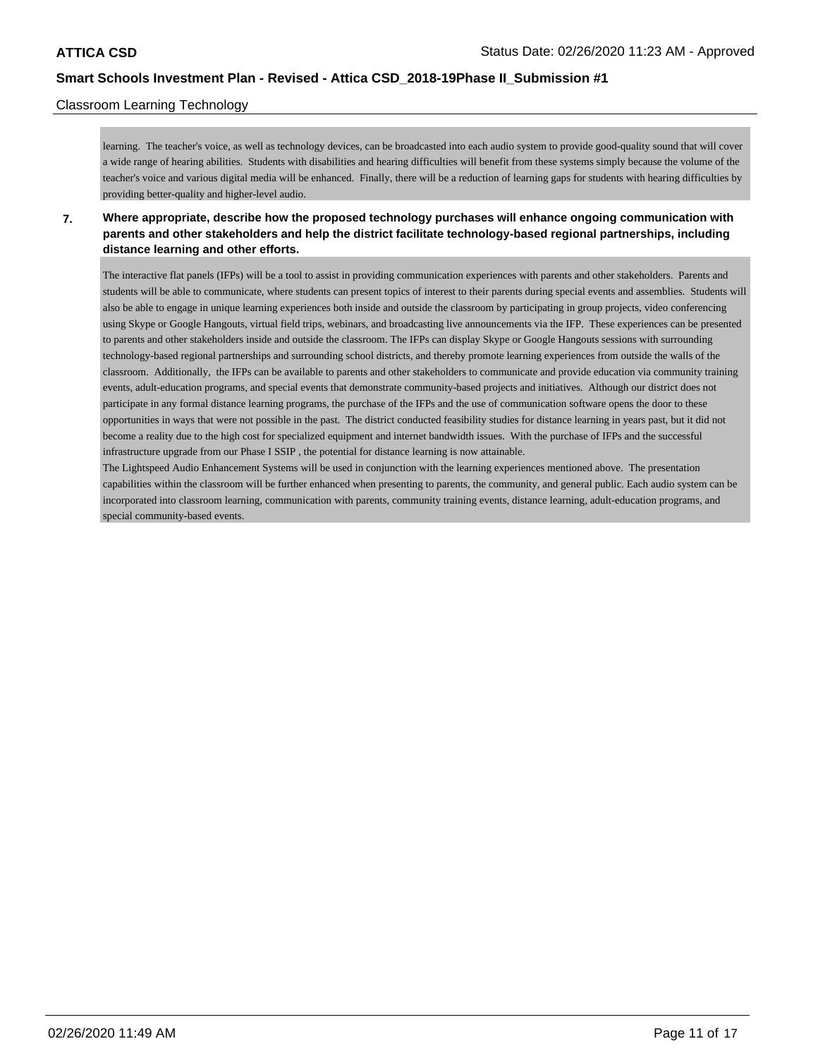learning. The teacher's voice, as well as technology devices, can be broadcasted into each audio system to provide good-quality sound that will cover a wide range of hearing abilities. Students with disabilities and hearing difficulties will benefit from these systems simply because the volume of the teacher's voice and various digital media will be enhanced. Finally, there will be a reduction of learning gaps for students with hearing difficulties by providing better-quality and higher-level audio.

**7. Where appropriate, describe how the proposed technology purchases will enhance ongoing communication with parents and other stakeholders and help the district facilitate technology-based regional partnerships, including distance learning and other efforts.**

The interactive flat panels (IFPs) will be a tool to assist in providing communication experiences with parents and other stakeholders. Parents and students will be able to communicate, where students can present topics of interest to their parents during special events and assemblies. Students will also be able to engage in unique learning experiences both inside and outside the classroom by participating in group projects, video conferencing using Skype or Google Hangouts, virtual field trips, webinars, and broadcasting live announcements via the IFP. These experiences can be presented to parents and other stakeholders inside and outside the classroom. The IFPs can display Skype or Google Hangouts sessions with surrounding technology-based regional partnerships and surrounding school districts, and thereby promote learning experiences from outside the walls of the classroom. Additionally, the IFPs can be available to parents and other stakeholders to communicate and provide education via community training events, adult-education programs, and special events that demonstrate community-based projects and initiatives. Although our district does not participate in any formal distance learning programs, the purchase of the IFPs and the use of communication software opens the door to these opportunities in ways that were not possible in the past. The district conducted feasibility studies for distance learning in years past, but it did not become a reality due to the high cost for specialized equipment and internet bandwidth issues. With the purchase of IFPs and the successful infrastructure upgrade from our Phase I SSIP , the potential for distance learning is now attainable.
The Lightspeed Audio Enhancement Systems will be used in conjunction with the learning experiences mentioned above. The presentation capabilities within the classroom will be further enhanced when presenting to parents, the community, and general public. Each audio system can be incorporated into classroom learning, communication with parents, community training events, distance learning, adult-education programs, and special community-based events.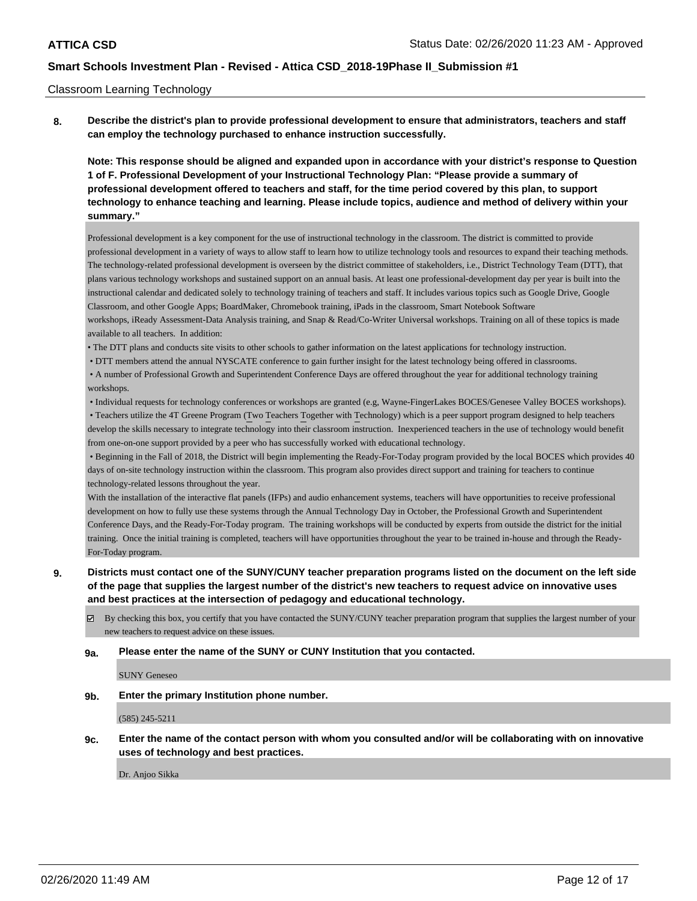Classroom Learning Technology

**8. Describe the district's plan to provide professional development to ensure that administrators, teachers and staff can employ the technology purchased to enhance instruction successfully.**

**Note: This response should be aligned and expanded upon in accordance with your district's response to Question 1 of F. Professional Development of your Instructional Technology Plan: "Please provide a summary of professional development offered to teachers and staff, for the time period covered by this plan, to support technology to enhance teaching and learning. Please include topics, audience and method of delivery within your summary."**

Professional development is a key component for the use of instructional technology in the classroom. The district is committed to provide professional development in a variety of ways to allow staff to learn how to utilize technology tools and resources to expand their teaching methods. The technology-related professional development is overseen by the district committee of stakeholders, i.e., District Technology Team (DTT), that plans various technology workshops and sustained support on an annual basis. At least one professional-development day per year is built into the instructional calendar and dedicated solely to technology training of teachers and staff. It includes various topics such as Google Drive, Google Classroom, and other Google Apps; BoardMaker, Chromebook training, iPads in the classroom, Smart Notebook Software workshops, iReady Assessment-Data Analysis training, and Snap & Read/Co-Writer Universal workshops. Training on all of these topics is made available to all teachers. In addition:

- The DTT plans and conducts site visits to other schools to gather information on the latest applications for technology instruction.
- DTT members attend the annual NYSCATE conference to gain further insight for the latest technology being offered in classrooms.
- A number of Professional Growth and Superintendent Conference Days are offered throughout the year for additional technology training workshops.
- Individual requests for technology conferences or workshops are granted (e.g, Wayne-FingerLakes BOCES/Genesee Valley BOCES workshops).
- Teachers utilize the 4T Greene Program (Two Teachers Together with Technology) which is a peer support program designed to help teachers develop the skills necessary to integrate technology into their classroom instruction. Inexperienced teachers in the use of technology would benefit from one-on-one support provided by a peer who has successfully worked with educational technology.
- Beginning in the Fall of 2018, the District will begin implementing the Ready-For-Today program provided by the local BOCES which provides 40 days of on-site technology instruction within the classroom. This program also provides direct support and training for teachers to continue technology-related lessons throughout the year.

With the installation of the interactive flat panels (IFPs) and audio enhancement systems, teachers will have opportunities to receive professional development on how to fully use these systems through the Annual Technology Day in October, the Professional Growth and Superintendent Conference Days, and the Ready-For-Today program. The training workshops will be conducted by experts from outside the district for the initial training. Once the initial training is completed, teachers will have opportunities throughout the year to be trained in-house and through the Ready-For-Today program.

**9. Districts must contact one of the SUNY/CUNY teacher preparation programs listed on the document on the left side of the page that supplies the largest number of the district's new teachers to request advice on innovative uses and best practices at the intersection of pedagogy and educational technology.**

☑ By checking this box, you certify that you have contacted the SUNY/CUNY teacher preparation program that supplies the largest number of your new teachers to request advice on these issues.

**9a. Please enter the name of the SUNY or CUNY Institution that you contacted.**

SUNY Geneseo

**9b. Enter the primary Institution phone number.**

(585) 245-5211

**9c. Enter the name of the contact person with whom you consulted and/or will be collaborating with on innovative uses of technology and best practices.**

Dr. Anjoo Sikka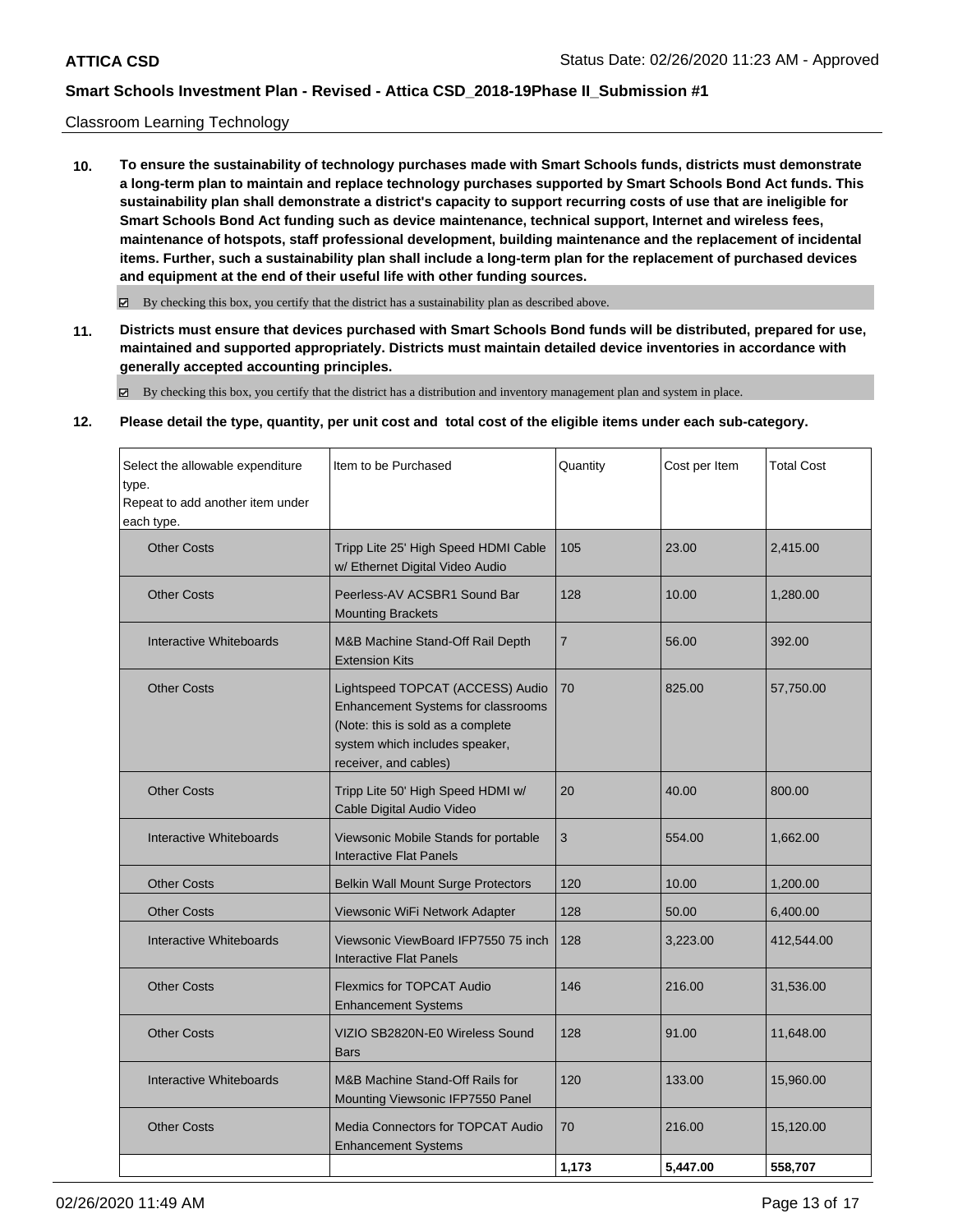Classroom Learning Technology

**10. To ensure the sustainability of technology purchases made with Smart Schools funds, districts must demonstrate a long-term plan to maintain and replace technology purchases supported by Smart Schools Bond Act funds. This sustainability plan shall demonstrate a district's capacity to support recurring costs of use that are ineligible for Smart Schools Bond Act funding such as device maintenance, technical support, Internet and wireless fees, maintenance of hotspots, staff professional development, building maintenance and the replacement of incidental items. Further, such a sustainability plan shall include a long-term plan for the replacement of purchased devices and equipment at the end of their useful life with other funding sources.**

☑ By checking this box, you certify that the district has a sustainability plan as described above.

**11. Districts must ensure that devices purchased with Smart Schools Bond funds will be distributed, prepared for use, maintained and supported appropriately. Districts must maintain detailed device inventories in accordance with generally accepted accounting principles.**

☑ By checking this box, you certify that the district has a distribution and inventory management plan and system in place.

**12. Please detail the type, quantity, per unit cost and total cost of the eligible items under each sub-category.**

| Select the allowable expenditure type. Repeat to add another item under each type. | Item to be Purchased | Quantity | Cost per Item | Total Cost |
|---|---|---|---|---|
| Other Costs | Tripp Lite 25' High Speed HDMI Cable w/ Ethernet Digital Video Audio | 105 | 23.00 | 2,415.00 |
| Other Costs | Peerless-AV ACSBR1 Sound Bar Mounting Brackets | 128 | 10.00 | 1,280.00 |
| Interactive Whiteboards | M&B Machine Stand-Off Rail Depth Extension Kits | 7 | 56.00 | 392.00 |
| Other Costs | Lightspeed TOPCAT (ACCESS) Audio Enhancement Systems for classrooms (Note: this is sold as a complete system which includes speaker, receiver, and cables) | 70 | 825.00 | 57,750.00 |
| Other Costs | Tripp Lite 50' High Speed HDMI w/ Cable Digital Audio Video | 20 | 40.00 | 800.00 |
| Interactive Whiteboards | Viewsonic Mobile Stands for portable Interactive Flat Panels | 3 | 554.00 | 1,662.00 |
| Other Costs | Belkin Wall Mount Surge Protectors | 120 | 10.00 | 1,200.00 |
| Other Costs | Viewsonic WiFi Network Adapter | 128 | 50.00 | 6,400.00 |
| Interactive Whiteboards | Viewsonic ViewBoard IFP7550 75 inch Interactive Flat Panels | 128 | 3,223.00 | 412,544.00 |
| Other Costs | Flexmics for TOPCAT Audio Enhancement Systems | 146 | 216.00 | 31,536.00 |
| Other Costs | VIZIO SB2820N-E0 Wireless Sound Bars | 128 | 91.00 | 11,648.00 |
| Interactive Whiteboards | M&B Machine Stand-Off Rails for Mounting Viewsonic IFP7550 Panel | 120 | 133.00 | 15,960.00 |
| Other Costs | Media Connectors for TOPCAT Audio Enhancement Systems | 70 | 216.00 | 15,120.00 |
| | | **1,173** | **5,447.00** | **558,707** |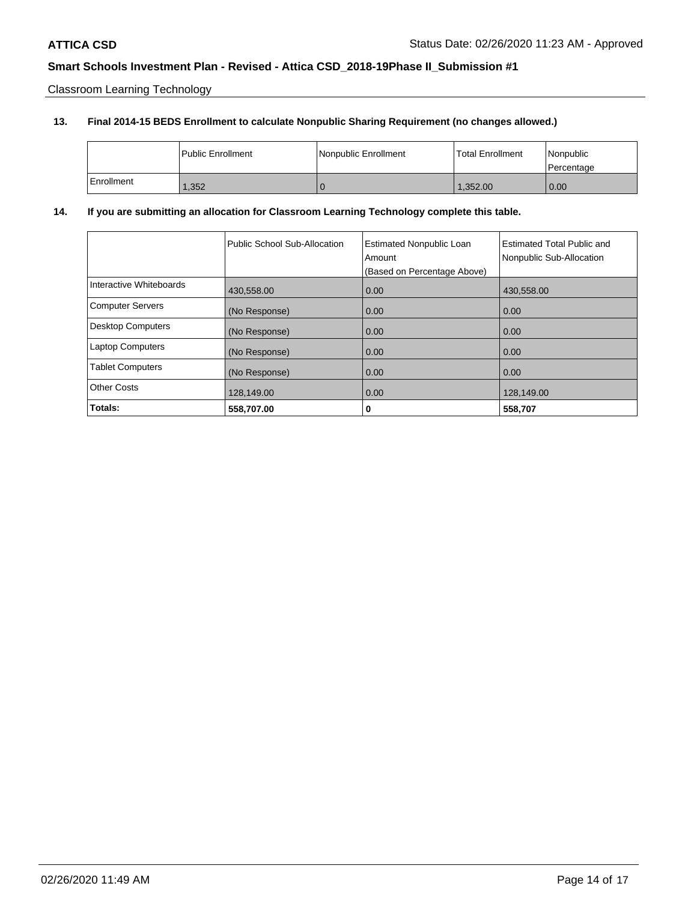Classroom Learning Technology

**13. Final 2014-15 BEDS Enrollment to calculate Nonpublic Sharing Requirement (no changes allowed.)**

| | Public Enrollment | Nonpublic Enrollment | Total Enrollment | Nonpublic Percentage |
|---|---|---|---|---|
| Enrollment | 1,352 | 0 | 1,352.00 | 0.00 |

**14. If you are submitting an allocation for Classroom Learning Technology complete this table.**

| | Public School Sub-Allocation | Estimated Nonpublic Loan Amount (Based on Percentage Above) | Estimated Total Public and Nonpublic Sub-Allocation |
|---|---|---|---|
| Interactive Whiteboards | 430,558.00 | 0.00 | 430,558.00 |
| Computer Servers | (No Response) | 0.00 | 0.00 |
| Desktop Computers | (No Response) | 0.00 | 0.00 |
| Laptop Computers | (No Response) | 0.00 | 0.00 |
| Tablet Computers | (No Response) | 0.00 | 0.00 |
| Other Costs | 128,149.00 | 0.00 | 128,149.00 |
| **Totals:** | **558,707.00** | **0** | **558,707** |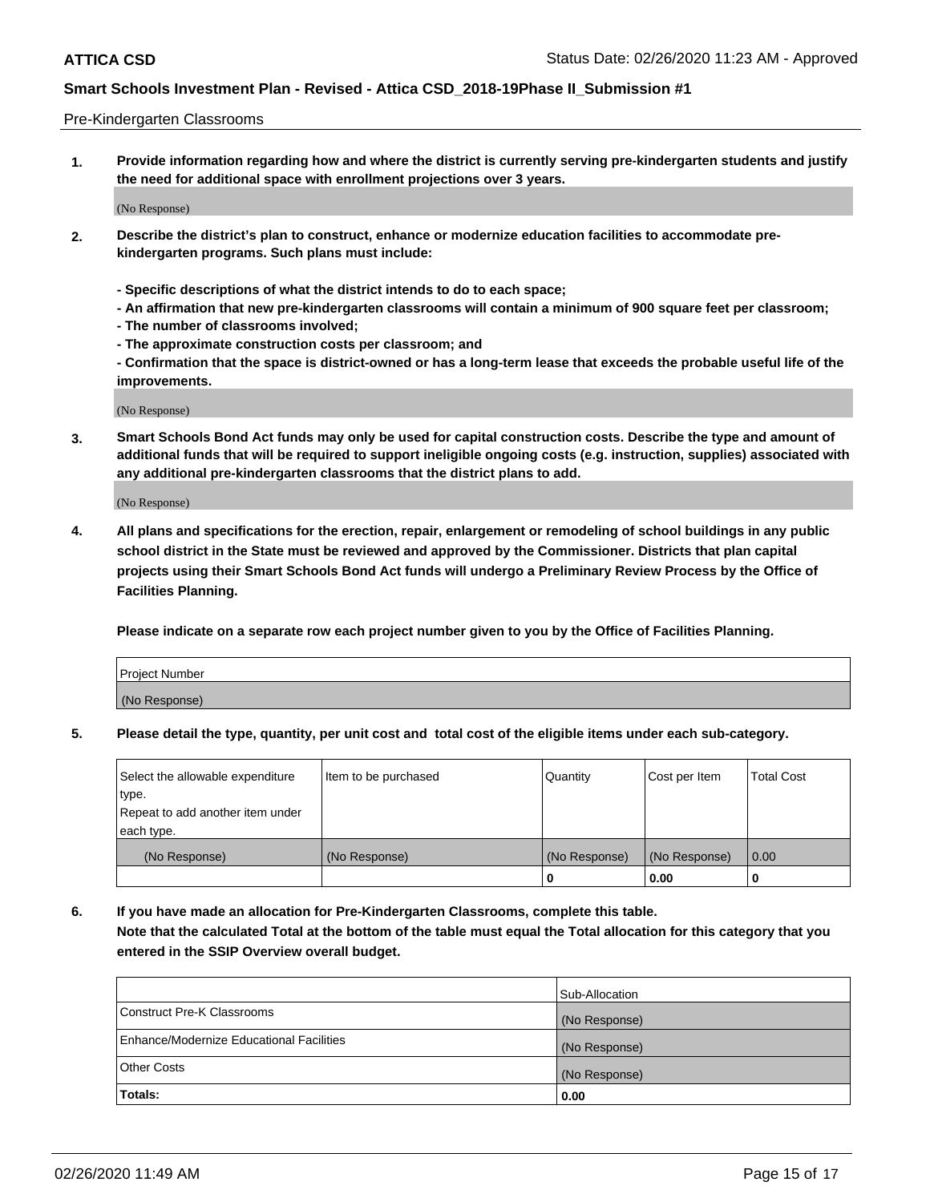Pre-Kindergarten Classrooms

**1. Provide information regarding how and where the district is currently serving pre-kindergarten students and justify the need for additional space with enrollment projections over 3 years.**

(No Response)

**2. Describe the district's plan to construct, enhance or modernize education facilities to accommodate pre-kindergarten programs. Such plans must include:**

**- Specific descriptions of what the district intends to do to each space;**
**- An affirmation that new pre-kindergarten classrooms will contain a minimum of 900 square feet per classroom;**
**- The number of classrooms involved;**
**- The approximate construction costs per classroom; and**
**- Confirmation that the space is district-owned or has a long-term lease that exceeds the probable useful life of the improvements.**

(No Response)

**3. Smart Schools Bond Act funds may only be used for capital construction costs. Describe the type and amount of additional funds that will be required to support ineligible ongoing costs (e.g. instruction, supplies) associated with any additional pre-kindergarten classrooms that the district plans to add.**

(No Response)

**4. All plans and specifications for the erection, repair, enlargement or remodeling of school buildings in any public school district in the State must be reviewed and approved by the Commissioner. Districts that plan capital projects using their Smart Schools Bond Act funds will undergo a Preliminary Review Process by the Office of Facilities Planning.**

**Please indicate on a separate row each project number given to you by the Office of Facilities Planning.**

| Project Number |
|---|
| (No Response) |

**5. Please detail the type, quantity, per unit cost and total cost of the eligible items under each sub-category.**

| Select the allowable expenditure type. Repeat to add another item under each type. | Item to be purchased | Quantity | Cost per Item | Total Cost |
|---|---|---|---|---|
| (No Response) | (No Response) | (No Response) | (No Response) | 0.00 |
| | | 0 | 0.00 | 0 |

**6. If you have made an allocation for Pre-Kindergarten Classrooms, complete this table. Note that the calculated Total at the bottom of the table must equal the Total allocation for this category that you entered in the SSIP Overview overall budget.**

| | Sub-Allocation |
|---|---|
| Construct Pre-K Classrooms | (No Response) |
| Enhance/Modernize Educational Facilities | (No Response) |
| Other Costs | (No Response) |
| **Totals:** | **0.00** |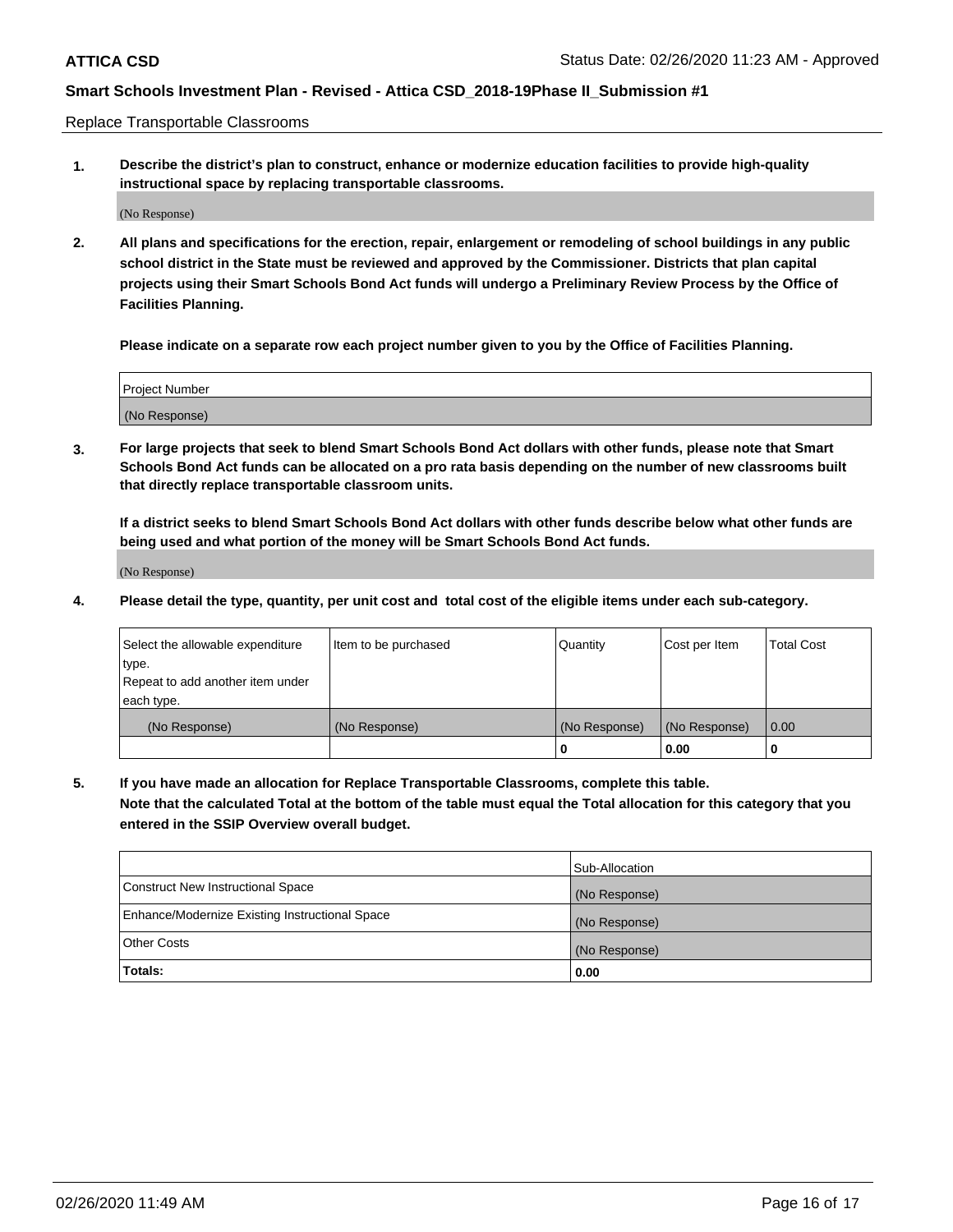Replace Transportable Classrooms

1. **Describe the district's plan to construct, enhance or modernize education facilities to provide high-quality instructional space by replacing transportable classrooms.**

(No Response)

2. **All plans and specifications for the erection, repair, enlargement or remodeling of school buildings in any public school district in the State must be reviewed and approved by the Commissioner. Districts that plan capital projects using their Smart Schools Bond Act funds will undergo a Preliminary Review Process by the Office of Facilities Planning.**

**Please indicate on a separate row each project number given to you by the Office of Facilities Planning.**

| Project Number |
| --- |
| (No Response) |

3. **For large projects that seek to blend Smart Schools Bond Act dollars with other funds, please note that Smart Schools Bond Act funds can be allocated on a pro rata basis depending on the number of new classrooms built that directly replace transportable classroom units.**

**If a district seeks to blend Smart Schools Bond Act dollars with other funds describe below what other funds are being used and what portion of the money will be Smart Schools Bond Act funds.**

(No Response)

4. **Please detail the type, quantity, per unit cost and total cost of the eligible items under each sub-category.**

| Select the allowable expenditure type. Repeat to add another item under each type. | Item to be purchased | Quantity | Cost per Item | Total Cost |
| --- | --- | --- | --- | --- |
| (No Response) | (No Response) | (No Response) | (No Response) | 0.00 |
| | | 0 | 0.00 | 0 |

5. **If you have made an allocation for Replace Transportable Classrooms, complete this table. Note that the calculated Total at the bottom of the table must equal the Total allocation for this category that you entered in the SSIP Overview overall budget.**

| | Sub-Allocation |
| --- | --- |
| Construct New Instructional Space | (No Response) |
| Enhance/Modernize Existing Instructional Space | (No Response) |
| Other Costs | (No Response) |
| **Totals:** | **0.00** |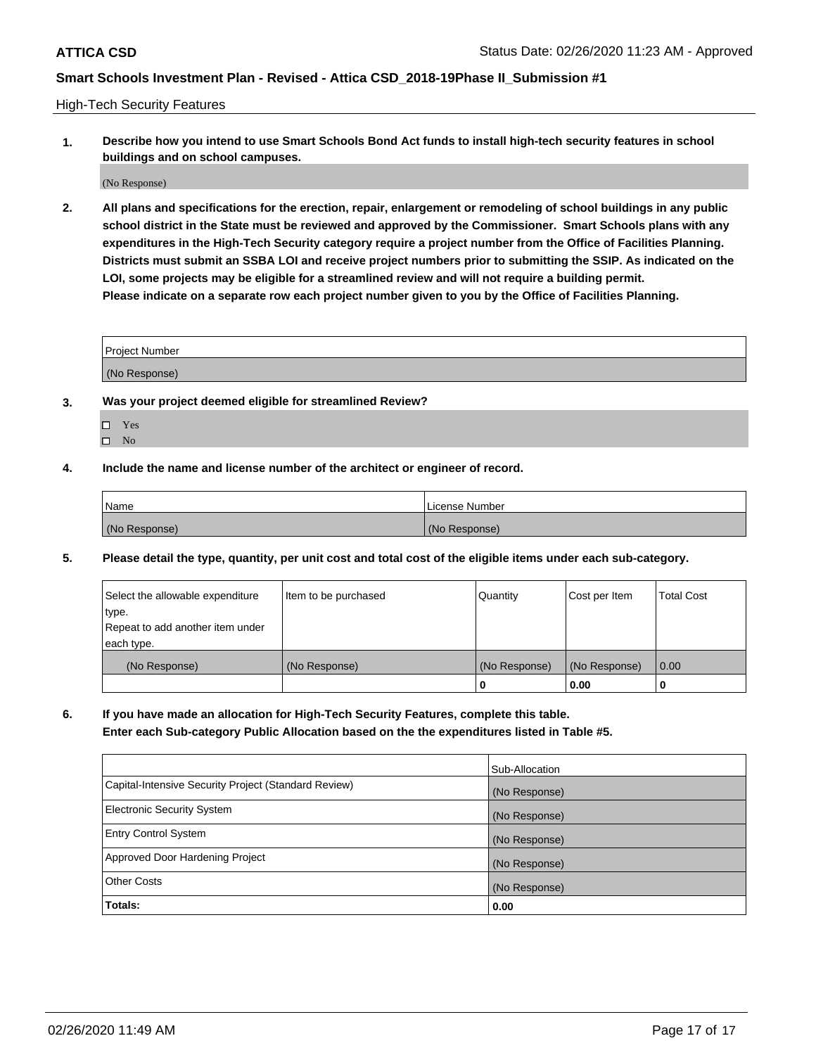High-Tech Security Features

**1. Describe how you intend to use Smart Schools Bond Act funds to install high-tech security features in school buildings and on school campuses.**

(No Response)

**2. All plans and specifications for the erection, repair, enlargement or remodeling of school buildings in any public school district in the State must be reviewed and approved by the Commissioner. Smart Schools plans with any expenditures in the High-Tech Security category require a project number from the Office of Facilities Planning. Districts must submit an SSBA LOI and receive project numbers prior to submitting the SSIP. As indicated on the LOI, some projects may be eligible for a streamlined review and will not require a building permit. Please indicate on a separate row each project number given to you by the Office of Facilities Planning.**

| Project Number |
| --- |
| (No Response) |

**3. Was your project deemed eligible for streamlined Review?**

- ☐ Yes
- ☐ No

**4. Include the name and license number of the architect or engineer of record.**

| Name | License Number |
| --- | --- |
| (No Response) | (No Response) |

**5. Please detail the type, quantity, per unit cost and total cost of the eligible items under each sub-category.**

| Select the allowable expenditure type. Repeat to add another item under each type. | Item to be purchased | Quantity | Cost per Item | Total Cost |
| --- | --- | --- | --- | --- |
| (No Response) | (No Response) | (No Response) | (No Response) | 0.00 |
| | | 0 | 0.00 | 0 |

**6. If you have made an allocation for High-Tech Security Features, complete this table. Enter each Sub-category Public Allocation based on the the expenditures listed in Table #5.**

| | Sub-Allocation |
| --- | --- |
| Capital-Intensive Security Project (Standard Review) | (No Response) |
| Electronic Security System | (No Response) |
| Entry Control System | (No Response) |
| Approved Door Hardening Project | (No Response) |
| Other Costs | (No Response) |
| **Totals:** | **0.00** |